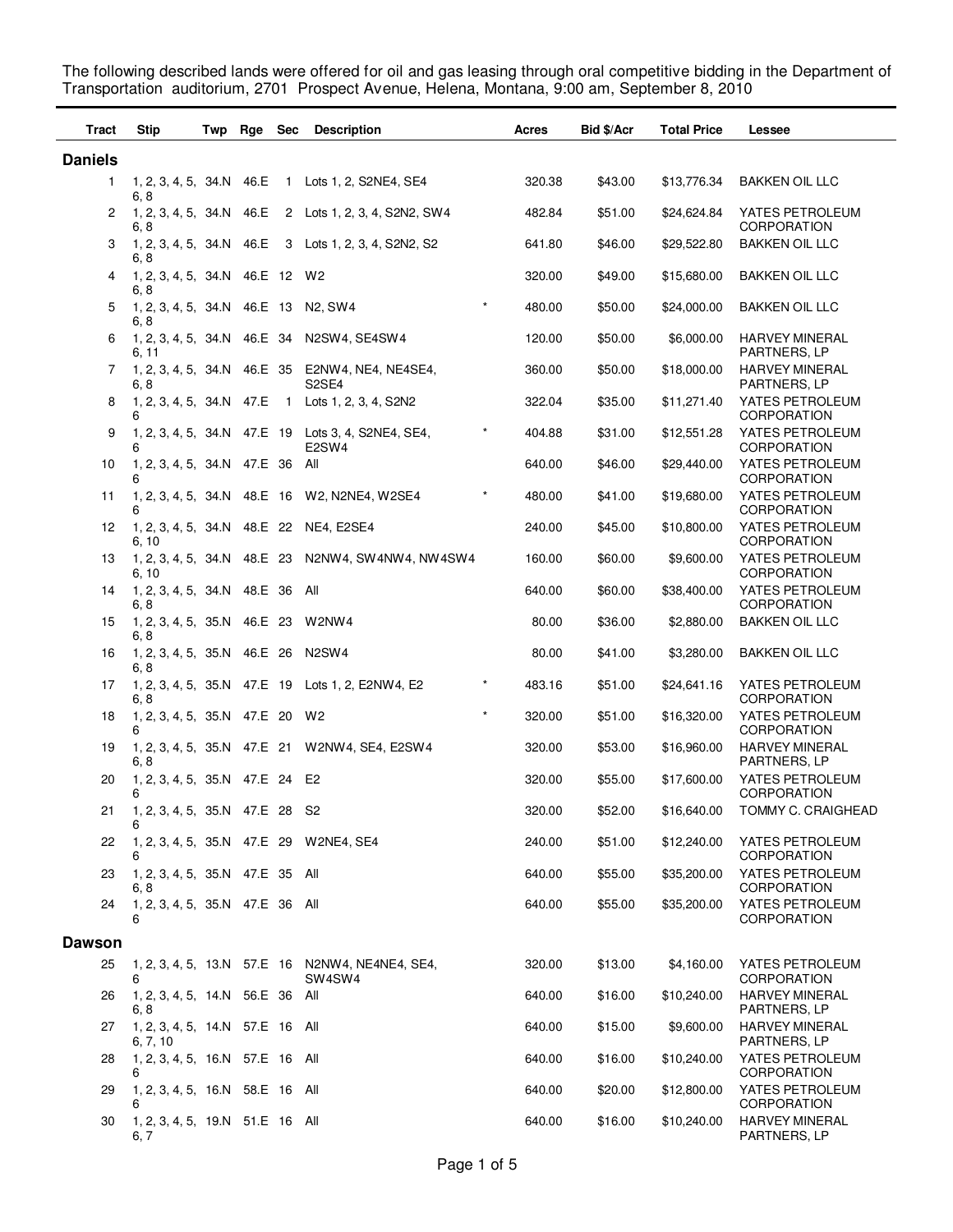The following described lands were offered for oil and gas leasing through oral competitive bidding in the Department of Transportation auditorium, 2701 Prospect Avenue, Helena, Montana, 9:00 am, September 8, 2010

| Tract | Stip | Twp | Rge | Sec | Description | | Acres | Bid $/Acr | Total Price | Lessee |
|---|---|---|---|---|---|---|---|---|---|---|
| **Daniels** | | | | | | | | | | |
| 1 | 1, 2, 3, 4, 5, 6, 8 | 34.N | 46.E | 1 | Lots 1, 2, S2NE4, SE4 | | 320.38 | $43.00 | $13,776.34 | BAKKEN OIL LLC |
| 2 | 1, 2, 3, 4, 5, 6, 8 | 34.N | 46.E | 2 | Lots 1, 2, 3, 4, S2N2, SW4 | | 482.84 | $51.00 | $24,624.84 | YATES PETROLEUM CORPORATION |
| 3 | 1, 2, 3, 4, 5, 6, 8 | 34.N | 46.E | 3 | Lots 1, 2, 3, 4, S2N2, S2 | | 641.80 | $46.00 | $29,522.80 | BAKKEN OIL LLC |
| 4 | 1, 2, 3, 4, 5, 6, 8 | 34.N | 46.E | 12 | W2 | | 320.00 | $49.00 | $15,680.00 | BAKKEN OIL LLC |
| 5 | 1, 2, 3, 4, 5, 6, 8 | 34.N | 46.E | 13 | N2, SW4 | * | 480.00 | $50.00 | $24,000.00 | BAKKEN OIL LLC |
| 6 | 1, 2, 3, 4, 5, 6, 11 | 34.N | 46.E | 34 | N2SW4, SE4SW4 | | 120.00 | $50.00 | $6,000.00 | HARVEY MINERAL PARTNERS, LP |
| 7 | 1, 2, 3, 4, 5, 6, 8 | 34.N | 46.E | 35 | E2NW4, NE4, NE4SE4, S2SE4 | | 360.00 | $50.00 | $18,000.00 | HARVEY MINERAL PARTNERS, LP |
| 8 | 1, 2, 3, 4, 5, 6 | 34.N | 47.E | 1 | Lots 1, 2, 3, 4, S2N2 | | 322.04 | $35.00 | $11,271.40 | YATES PETROLEUM CORPORATION |
| 9 | 1, 2, 3, 4, 5, 6 | 34.N | 47.E | 19 | Lots 3, 4, S2NE4, SE4, E2SW4 | * | 404.88 | $31.00 | $12,551.28 | YATES PETROLEUM CORPORATION |
| 10 | 1, 2, 3, 4, 5, 6 | 34.N | 47.E | 36 | All | | 640.00 | $46.00 | $29,440.00 | YATES PETROLEUM CORPORATION |
| 11 | 1, 2, 3, 4, 5, 6 | 34.N | 48.E | 16 | W2, N2NE4, W2SE4 | * | 480.00 | $41.00 | $19,680.00 | YATES PETROLEUM CORPORATION |
| 12 | 1, 2, 3, 4, 5, 6, 10 | 34.N | 48.E | 22 | NE4, E2SE4 | | 240.00 | $45.00 | $10,800.00 | YATES PETROLEUM CORPORATION |
| 13 | 1, 2, 3, 4, 5, 6, 10 | 34.N | 48.E | 23 | N2NW4, SW4NW4, NW4SW4 | | 160.00 | $60.00 | $9,600.00 | YATES PETROLEUM CORPORATION |
| 14 | 1, 2, 3, 4, 5, 6, 8 | 34.N | 48.E | 36 | All | | 640.00 | $60.00 | $38,400.00 | YATES PETROLEUM CORPORATION |
| 15 | 1, 2, 3, 4, 5, 6, 8 | 35.N | 46.E | 23 | W2NW4 | | 80.00 | $36.00 | $2,880.00 | BAKKEN OIL LLC |
| 16 | 1, 2, 3, 4, 5, 6, 8 | 35.N | 46.E | 26 | N2SW4 | | 80.00 | $41.00 | $3,280.00 | BAKKEN OIL LLC |
| 17 | 1, 2, 3, 4, 5, 6, 8 | 35.N | 47.E | 19 | Lots 1, 2, E2NW4, E2 | * | 483.16 | $51.00 | $24,641.16 | YATES PETROLEUM CORPORATION |
| 18 | 1, 2, 3, 4, 5, 6 | 35.N | 47.E | 20 | W2 | * | 320.00 | $51.00 | $16,320.00 | YATES PETROLEUM CORPORATION |
| 19 | 1, 2, 3, 4, 5, 6, 8 | 35.N | 47.E | 21 | W2NW4, SE4, E2SW4 | | 320.00 | $53.00 | $16,960.00 | HARVEY MINERAL PARTNERS, LP |
| 20 | 1, 2, 3, 4, 5, 6 | 35.N | 47.E | 24 | E2 | | 320.00 | $55.00 | $17,600.00 | YATES PETROLEUM CORPORATION |
| 21 | 1, 2, 3, 4, 5, 6 | 35.N | 47.E | 28 | S2 | | 320.00 | $52.00 | $16,640.00 | TOMMY C. CRAIGHEAD |
| 22 | 1, 2, 3, 4, 5, 6 | 35.N | 47.E | 29 | W2NE4, SE4 | | 240.00 | $51.00 | $12,240.00 | YATES PETROLEUM CORPORATION |
| 23 | 1, 2, 3, 4, 5, 6, 8 | 35.N | 47.E | 35 | All | | 640.00 | $55.00 | $35,200.00 | YATES PETROLEUM CORPORATION |
| 24 | 1, 2, 3, 4, 5, 6 | 35.N | 47.E | 36 | All | | 640.00 | $55.00 | $35,200.00 | YATES PETROLEUM CORPORATION |
| **Dawson** | | | | | | | | | | |
| 25 | 1, 2, 3, 4, 5, 6 | 13.N | 57.E | 16 | N2NW4, NE4NE4, SE4, SW4SW4 | | 320.00 | $13.00 | $4,160.00 | YATES PETROLEUM CORPORATION |
| 26 | 1, 2, 3, 4, 5, 6, 8 | 14.N | 56.E | 36 | All | | 640.00 | $16.00 | $10,240.00 | HARVEY MINERAL PARTNERS, LP |
| 27 | 1, 2, 3, 4, 5, 6, 7, 10 | 14.N | 57.E | 16 | All | | 640.00 | $15.00 | $9,600.00 | HARVEY MINERAL PARTNERS, LP |
| 28 | 1, 2, 3, 4, 5, 6 | 16.N | 57.E | 16 | All | | 640.00 | $16.00 | $10,240.00 | YATES PETROLEUM CORPORATION |
| 29 | 1, 2, 3, 4, 5, 6 | 16.N | 58.E | 16 | All | | 640.00 | $20.00 | $12,800.00 | YATES PETROLEUM CORPORATION |
| 30 | 1, 2, 3, 4, 5, 6, 7 | 19.N | 51.E | 16 | All | | 640.00 | $16.00 | $10,240.00 | HARVEY MINERAL PARTNERS, LP |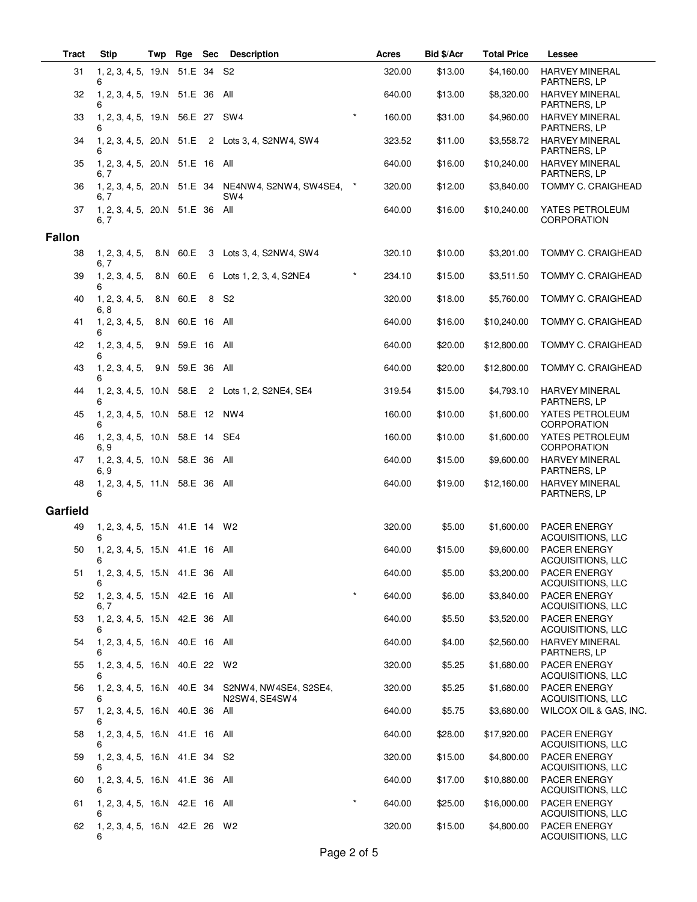| Tract | Stip | Twp | Rge | Sec | Description | | Acres | Bid $/Acr | Total Price | Lessee |
|---|---|---|---|---|---|---|---|---|---|---|
| 31 | 1, 2, 3, 4, 5, 6 | 19.N | 51.E | 34 | S2 | | 320.00 | $13.00 | $4,160.00 | HARVEY MINERAL PARTNERS, LP |
| 32 | 1, 2, 3, 4, 5, 6 | 19.N | 51.E | 36 | All | | 640.00 | $13.00 | $8,320.00 | HARVEY MINERAL PARTNERS, LP |
| 33 | 1, 2, 3, 4, 5, 6 | 19.N | 56.E | 27 | SW4 | * | 160.00 | $31.00 | $4,960.00 | HARVEY MINERAL PARTNERS, LP |
| 34 | 1, 2, 3, 4, 5, 6 | 20.N | 51.E | 2 | Lots 3, 4, S2NW4, SW4 | | 323.52 | $11.00 | $3,558.72 | HARVEY MINERAL PARTNERS, LP |
| 35 | 1, 2, 3, 4, 5, 6, 7 | 20.N | 51.E | 16 | All | | 640.00 | $16.00 | $10,240.00 | HARVEY MINERAL PARTNERS, LP |
| 36 | 1, 2, 3, 4, 5, 6, 7 | 20.N | 51.E | 34 | NE4NW4, S2NW4, SW4SE4, SW4 | * | 320.00 | $12.00 | $3,840.00 | TOMMY C. CRAIGHEAD |
| 37 | 1, 2, 3, 4, 5, 6, 7 | 20.N | 51.E | 36 | All | | 640.00 | $16.00 | $10,240.00 | YATES PETROLEUM CORPORATION |
| **Fallon** | | | | | | | | | | |
| 38 | 1, 2, 3, 4, 5, 6, 7 | 8.N | 60.E | 3 | Lots 3, 4, S2NW4, SW4 | | 320.10 | $10.00 | $3,201.00 | TOMMY C. CRAIGHEAD |
| 39 | 1, 2, 3, 4, 5, 6 | 8.N | 60.E | 6 | Lots 1, 2, 3, 4, S2NE4 | * | 234.10 | $15.00 | $3,511.50 | TOMMY C. CRAIGHEAD |
| 40 | 1, 2, 3, 4, 5, 6, 8 | 8.N | 60.E | 8 | S2 | | 320.00 | $18.00 | $5,760.00 | TOMMY C. CRAIGHEAD |
| 41 | 1, 2, 3, 4, 5, 6 | 8.N | 60.E | 16 | All | | 640.00 | $16.00 | $10,240.00 | TOMMY C. CRAIGHEAD |
| 42 | 1, 2, 3, 4, 5, 6 | 9.N | 59.E | 16 | All | | 640.00 | $20.00 | $12,800.00 | TOMMY C. CRAIGHEAD |
| 43 | 1, 2, 3, 4, 5, 6 | 9.N | 59.E | 36 | All | | 640.00 | $20.00 | $12,800.00 | TOMMY C. CRAIGHEAD |
| 44 | 1, 2, 3, 4, 5, 6 | 10.N | 58.E | 2 | Lots 1, 2, S2NE4, SE4 | | 319.54 | $15.00 | $4,793.10 | HARVEY MINERAL PARTNERS, LP |
| 45 | 1, 2, 3, 4, 5, 6 | 10.N | 58.E | 12 | NW4 | | 160.00 | $10.00 | $1,600.00 | YATES PETROLEUM CORPORATION |
| 46 | 1, 2, 3, 4, 5, 6, 9 | 10.N | 58.E | 14 | SE4 | | 160.00 | $10.00 | $1,600.00 | YATES PETROLEUM CORPORATION |
| 47 | 1, 2, 3, 4, 5, 6, 9 | 10.N | 58.E | 36 | All | | 640.00 | $15.00 | $9,600.00 | HARVEY MINERAL PARTNERS, LP |
| 48 | 1, 2, 3, 4, 5, 6 | 11.N | 58.E | 36 | All | | 640.00 | $19.00 | $12,160.00 | HARVEY MINERAL PARTNERS, LP |
| **Garfield** | | | | | | | | | | |
| 49 | 1, 2, 3, 4, 5, 6 | 15.N | 41.E | 14 | W2 | | 320.00 | $5.00 | $1,600.00 | PACER ENERGY ACQUISITIONS, LLC |
| 50 | 1, 2, 3, 4, 5, 6 | 15.N | 41.E | 16 | All | | 640.00 | $15.00 | $9,600.00 | PACER ENERGY ACQUISITIONS, LLC |
| 51 | 1, 2, 3, 4, 5, 6 | 15.N | 41.E | 36 | All | | 640.00 | $5.00 | $3,200.00 | PACER ENERGY ACQUISITIONS, LLC |
| 52 | 1, 2, 3, 4, 5, 6, 7 | 15.N | 42.E | 16 | All | * | 640.00 | $6.00 | $3,840.00 | PACER ENERGY ACQUISITIONS, LLC |
| 53 | 1, 2, 3, 4, 5, 6 | 15.N | 42.E | 36 | All | | 640.00 | $5.50 | $3,520.00 | PACER ENERGY ACQUISITIONS, LLC |
| 54 | 1, 2, 3, 4, 5, 6 | 16.N | 40.E | 16 | All | | 640.00 | $4.00 | $2,560.00 | HARVEY MINERAL PARTNERS, LP |
| 55 | 1, 2, 3, 4, 5, 6 | 16.N | 40.E | 22 | W2 | | 320.00 | $5.25 | $1,680.00 | PACER ENERGY ACQUISITIONS, LLC |
| 56 | 1, 2, 3, 4, 5, 6 | 16.N | 40.E | 34 | S2NW4, NW4SE4, S2SE4, N2SW4, SE4SW4 | | 320.00 | $5.25 | $1,680.00 | PACER ENERGY ACQUISITIONS, LLC |
| 57 | 1, 2, 3, 4, 5, 6 | 16.N | 40.E | 36 | All | | 640.00 | $5.75 | $3,680.00 | WILCOX OIL & GAS, INC. |
| 58 | 1, 2, 3, 4, 5, 6 | 16.N | 41.E | 16 | All | | 640.00 | $28.00 | $17,920.00 | PACER ENERGY ACQUISITIONS, LLC |
| 59 | 1, 2, 3, 4, 5, 6 | 16.N | 41.E | 34 | S2 | | 320.00 | $15.00 | $4,800.00 | PACER ENERGY ACQUISITIONS, LLC |
| 60 | 1, 2, 3, 4, 5, 6 | 16.N | 41.E | 36 | All | | 640.00 | $17.00 | $10,880.00 | PACER ENERGY ACQUISITIONS, LLC |
| 61 | 1, 2, 3, 4, 5, 6 | 16.N | 42.E | 16 | All | * | 640.00 | $25.00 | $16,000.00 | PACER ENERGY ACQUISITIONS, LLC |
| 62 | 1, 2, 3, 4, 5, 6 | 16.N | 42.E | 26 | W2 | | 320.00 | $15.00 | $4,800.00 | PACER ENERGY ACQUISITIONS, LLC |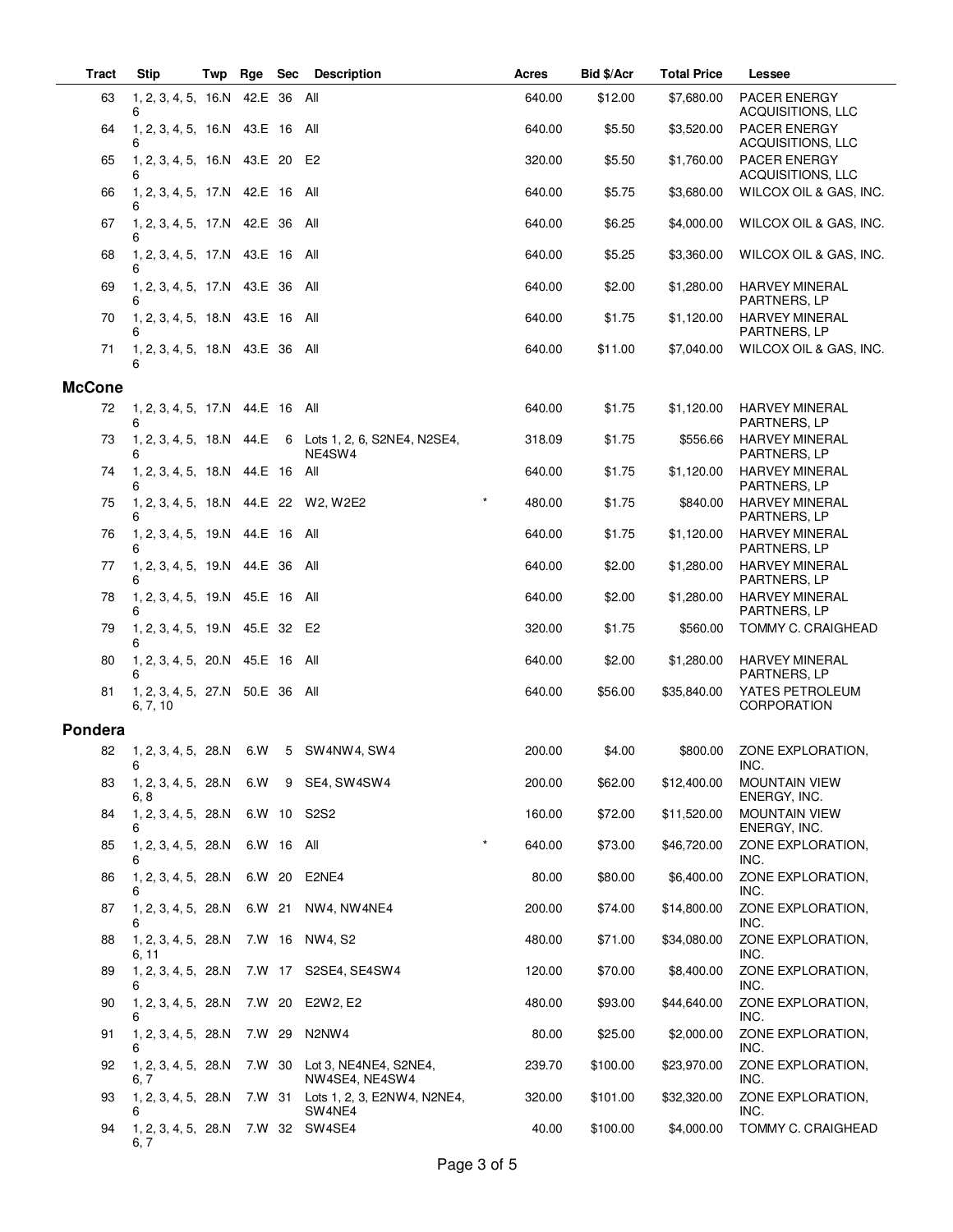| Tract | Stip | Twp | Rge | Sec | Description | | Acres | Bid $/Acr | Total Price | Lessee |
|---|---|---|---|---|---|---|---|---|---|---|
| 63 | 1, 2, 3, 4, 5, 6 | 16.N | 42.E | 36 | All | | 640.00 | $12.00 | $7,680.00 | PACER ENERGY ACQUISITIONS, LLC |
| 64 | 1, 2, 3, 4, 5, 6 | 16.N | 43.E | 16 | All | | 640.00 | $5.50 | $3,520.00 | PACER ENERGY ACQUISITIONS, LLC |
| 65 | 1, 2, 3, 4, 5, 6 | 16.N | 43.E | 20 | E2 | | 320.00 | $5.50 | $1,760.00 | PACER ENERGY ACQUISITIONS, LLC |
| 66 | 1, 2, 3, 4, 5, 6 | 17.N | 42.E | 16 | All | | 640.00 | $5.75 | $3,680.00 | WILCOX OIL & GAS, INC. |
| 67 | 1, 2, 3, 4, 5, 6 | 17.N | 42.E | 36 | All | | 640.00 | $6.25 | $4,000.00 | WILCOX OIL & GAS, INC. |
| 68 | 1, 2, 3, 4, 5, 6 | 17.N | 43.E | 16 | All | | 640.00 | $5.25 | $3,360.00 | WILCOX OIL & GAS, INC. |
| 69 | 1, 2, 3, 4, 5, 6 | 17.N | 43.E | 36 | All | | 640.00 | $2.00 | $1,280.00 | HARVEY MINERAL PARTNERS, LP |
| 70 | 1, 2, 3, 4, 5, 6 | 18.N | 43.E | 16 | All | | 640.00 | $1.75 | $1,120.00 | HARVEY MINERAL PARTNERS, LP |
| 71 | 1, 2, 3, 4, 5, 6 | 18.N | 43.E | 36 | All | | 640.00 | $11.00 | $7,040.00 | WILCOX OIL & GAS, INC. |
| **McCone** | | | | | | | | | | |
| 72 | 1, 2, 3, 4, 5, 6 | 17.N | 44.E | 16 | All | | 640.00 | $1.75 | $1,120.00 | HARVEY MINERAL PARTNERS, LP |
| 73 | 1, 2, 3, 4, 5, 6 | 18.N | 44.E | 6 | Lots 1, 2, 6, S2NE4, N2SE4, NE4SW4 | | 318.09 | $1.75 | $556.66 | HARVEY MINERAL PARTNERS, LP |
| 74 | 1, 2, 3, 4, 5, 6 | 18.N | 44.E | 16 | All | | 640.00 | $1.75 | $1,120.00 | HARVEY MINERAL PARTNERS, LP |
| 75 | 1, 2, 3, 4, 5, 6 | 18.N | 44.E | 22 | W2, W2E2 | * | 480.00 | $1.75 | $840.00 | HARVEY MINERAL PARTNERS, LP |
| 76 | 1, 2, 3, 4, 5, 6 | 19.N | 44.E | 16 | All | | 640.00 | $1.75 | $1,120.00 | HARVEY MINERAL PARTNERS, LP |
| 77 | 1, 2, 3, 4, 5, 6 | 19.N | 44.E | 36 | All | | 640.00 | $2.00 | $1,280.00 | HARVEY MINERAL PARTNERS, LP |
| 78 | 1, 2, 3, 4, 5, 6 | 19.N | 45.E | 16 | All | | 640.00 | $2.00 | $1,280.00 | HARVEY MINERAL PARTNERS, LP |
| 79 | 1, 2, 3, 4, 5, 6 | 19.N | 45.E | 32 | E2 | | 320.00 | $1.75 | $560.00 | TOMMY C. CRAIGHEAD |
| 80 | 1, 2, 3, 4, 5, 6 | 20.N | 45.E | 16 | All | | 640.00 | $2.00 | $1,280.00 | HARVEY MINERAL PARTNERS, LP |
| 81 | 1, 2, 3, 4, 5, 6, 7, 10 | 27.N | 50.E | 36 | All | | 640.00 | $56.00 | $35,840.00 | YATES PETROLEUM CORPORATION |
| **Pondera** | | | | | | | | | | |
| 82 | 1, 2, 3, 4, 5, 6 | 28.N | 6.W | 5 | SW4NW4, SW4 | | 200.00 | $4.00 | $800.00 | ZONE EXPLORATION, INC. |
| 83 | 1, 2, 3, 4, 5, 6, 8 | 28.N | 6.W | 9 | SE4, SW4SW4 | | 200.00 | $62.00 | $12,400.00 | MOUNTAIN VIEW ENERGY, INC. |
| 84 | 1, 2, 3, 4, 5, 6 | 28.N | 6.W | 10 | S2S2 | | 160.00 | $72.00 | $11,520.00 | MOUNTAIN VIEW ENERGY, INC. |
| 85 | 1, 2, 3, 4, 5, 6 | 28.N | 6.W | 16 | All | * | 640.00 | $73.00 | $46,720.00 | ZONE EXPLORATION, INC. |
| 86 | 1, 2, 3, 4, 5, 6 | 28.N | 6.W | 20 | E2NE4 | | 80.00 | $80.00 | $6,400.00 | ZONE EXPLORATION, INC. |
| 87 | 1, 2, 3, 4, 5, 6 | 28.N | 6.W | 21 | NW4, NW4NE4 | | 200.00 | $74.00 | $14,800.00 | ZONE EXPLORATION, INC. |
| 88 | 1, 2, 3, 4, 5, 6, 11 | 28.N | 7.W | 16 | NW4, S2 | | 480.00 | $71.00 | $34,080.00 | ZONE EXPLORATION, INC. |
| 89 | 1, 2, 3, 4, 5, 6 | 28.N | 7.W | 17 | S2SE4, SE4SW4 | | 120.00 | $70.00 | $8,400.00 | ZONE EXPLORATION, INC. |
| 90 | 1, 2, 3, 4, 5, 6 | 28.N | 7.W | 20 | E2W2, E2 | | 480.00 | $93.00 | $44,640.00 | ZONE EXPLORATION, INC. |
| 91 | 1, 2, 3, 4, 5, 6 | 28.N | 7.W | 29 | N2NW4 | | 80.00 | $25.00 | $2,000.00 | ZONE EXPLORATION, INC. |
| 92 | 1, 2, 3, 4, 5, 6, 7 | 28.N | 7.W | 30 | Lot 3, NE4NE4, S2NE4, NW4SE4, NE4SW4 | | 239.70 | $100.00 | $23,970.00 | ZONE EXPLORATION, INC. |
| 93 | 1, 2, 3, 4, 5, 6 | 28.N | 7.W | 31 | Lots 1, 2, 3, E2NW4, N2NE4, SW4NE4 | | 320.00 | $101.00 | $32,320.00 | ZONE EXPLORATION, INC. |
| 94 | 1, 2, 3, 4, 5, 6, 7 | 28.N | 7.W | 32 | SW4SE4 | | 40.00 | $100.00 | $4,000.00 | TOMMY C. CRAIGHEAD |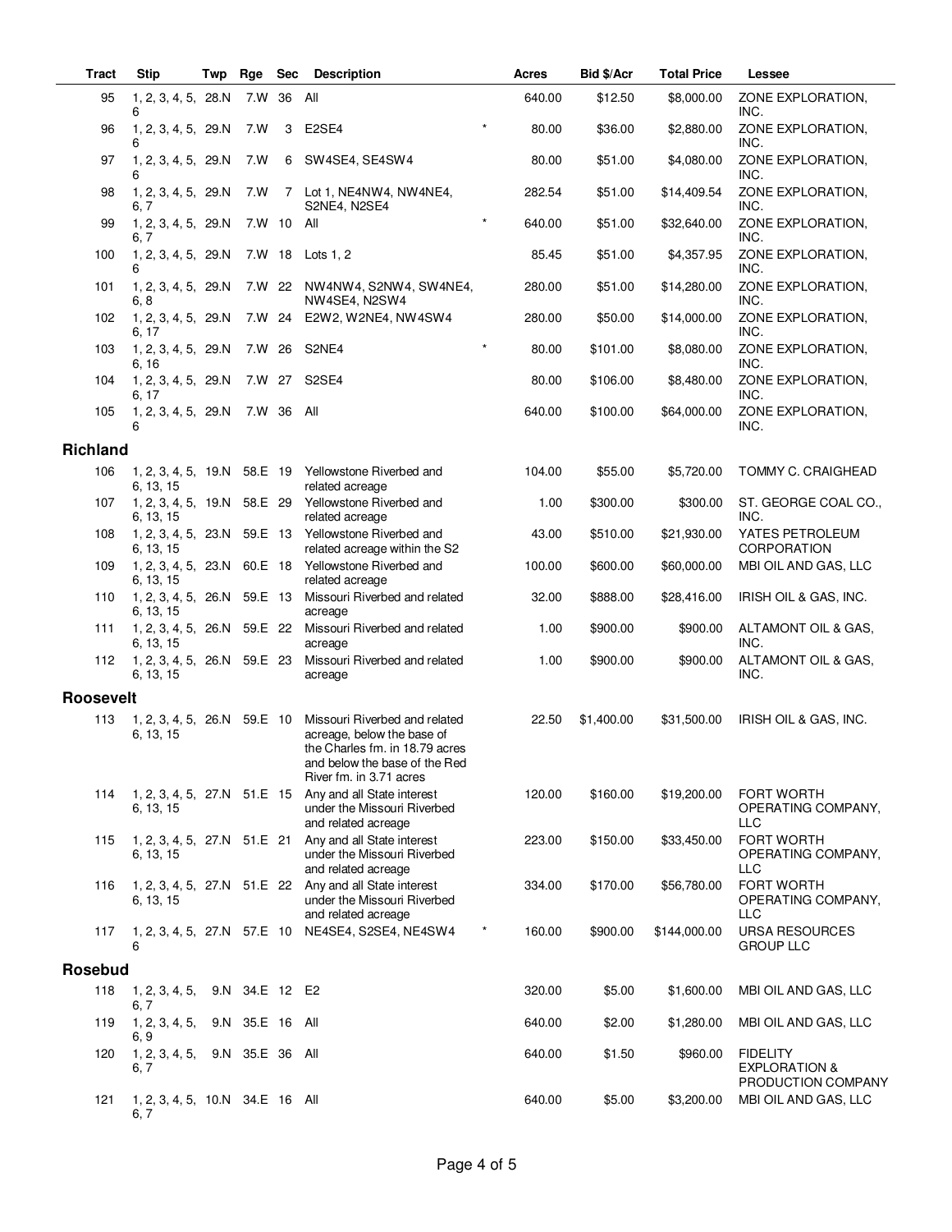| Tract | Stip | Twp | Rge | Sec | Description | | Acres | Bid $/Acr | Total Price | Lessee |
|---|---|---|---|---|---|---|---|---|---|---|
| 95 | 1, 2, 3, 4, 5, 6 | 28.N | 7.W | 36 | All | | 640.00 | $12.50 | $8,000.00 | ZONE EXPLORATION, INC. |
| 96 | 1, 2, 3, 4, 5, 6 | 29.N | 7.W | 3 | E2SE4 | * | 80.00 | $36.00 | $2,880.00 | ZONE EXPLORATION, INC. |
| 97 | 1, 2, 3, 4, 5, 6 | 29.N | 7.W | 6 | SW4SE4, SE4SW4 | | 80.00 | $51.00 | $4,080.00 | ZONE EXPLORATION, INC. |
| 98 | 1, 2, 3, 4, 5, 6, 7 | 29.N | 7.W | 7 | Lot 1, NE4NW4, NW4NE4, S2NE4, N2SE4 | | 282.54 | $51.00 | $14,409.54 | ZONE EXPLORATION, INC. |
| 99 | 1, 2, 3, 4, 5, 6, 7 | 29.N | 7.W | 10 | All | * | 640.00 | $51.00 | $32,640.00 | ZONE EXPLORATION, INC. |
| 100 | 1, 2, 3, 4, 5, 6 | 29.N | 7.W | 18 | Lots 1, 2 | | 85.45 | $51.00 | $4,357.95 | ZONE EXPLORATION, INC. |
| 101 | 1, 2, 3, 4, 5, 6, 8 | 29.N | 7.W | 22 | NW4NW4, S2NW4, SW4NE4, NW4SE4, N2SW4 | | 280.00 | $51.00 | $14,280.00 | ZONE EXPLORATION, INC. |
| 102 | 1, 2, 3, 4, 5, 6, 17 | 29.N | 7.W | 24 | E2W2, W2NE4, NW4SW4 | | 280.00 | $50.00 | $14,000.00 | ZONE EXPLORATION, INC. |
| 103 | 1, 2, 3, 4, 5, 6, 16 | 29.N | 7.W | 26 | S2NE4 | * | 80.00 | $101.00 | $8,080.00 | ZONE EXPLORATION, INC. |
| 104 | 1, 2, 3, 4, 5, 6, 17 | 29.N | 7.W | 27 | S2SE4 | | 80.00 | $106.00 | $8,480.00 | ZONE EXPLORATION, INC. |
| 105 | 1, 2, 3, 4, 5, 6 | 29.N | 7.W | 36 | All | | 640.00 | $100.00 | $64,000.00 | ZONE EXPLORATION, INC. |
| **Richland** | | | | | | | | | | |
| 106 | 1, 2, 3, 4, 5, 6, 13, 15 | 19.N | 58.E | 19 | Yellowstone Riverbed and related acreage | | 104.00 | $55.00 | $5,720.00 | TOMMY C. CRAIGHEAD |
| 107 | 1, 2, 3, 4, 5, 6, 13, 15 | 19.N | 58.E | 29 | Yellowstone Riverbed and related acreage | | 1.00 | $300.00 | $300.00 | ST. GEORGE COAL CO., INC. |
| 108 | 1, 2, 3, 4, 5, 6, 13, 15 | 23.N | 59.E | 13 | Yellowstone Riverbed and related acreage within the S2 | | 43.00 | $510.00 | $21,930.00 | YATES PETROLEUM CORPORATION |
| 109 | 1, 2, 3, 4, 5, 6, 13, 15 | 23.N | 60.E | 18 | Yellowstone Riverbed and related acreage | | 100.00 | $600.00 | $60,000.00 | MBI OIL AND GAS, LLC |
| 110 | 1, 2, 3, 4, 5, 6, 13, 15 | 26.N | 59.E | 13 | Missouri Riverbed and related acreage | | 32.00 | $888.00 | $28,416.00 | IRISH OIL & GAS, INC. |
| 111 | 1, 2, 3, 4, 5, 6, 13, 15 | 26.N | 59.E | 22 | Missouri Riverbed and related acreage | | 1.00 | $900.00 | $900.00 | ALTAMONT OIL & GAS, INC. |
| 112 | 1, 2, 3, 4, 5, 6, 13, 15 | 26.N | 59.E | 23 | Missouri Riverbed and related acreage | | 1.00 | $900.00 | $900.00 | ALTAMONT OIL & GAS, INC. |
| **Roosevelt** | | | | | | | | | | |
| 113 | 1, 2, 3, 4, 5, 6, 13, 15 | 26.N | 59.E | 10 | Missouri Riverbed and related acreage, below the base of the Charles fm. in 18.79 acres and below the base of the Red River fm. in 3.71 acres | | 22.50 | $1,400.00 | $31,500.00 | IRISH OIL & GAS, INC. |
| 114 | 1, 2, 3, 4, 5, 6, 13, 15 | 27.N | 51.E | 15 | Any and all State interest under the Missouri Riverbed and related acreage | | 120.00 | $160.00 | $19,200.00 | FORT WORTH OPERATING COMPANY, LLC |
| 115 | 1, 2, 3, 4, 5, 6, 13, 15 | 27.N | 51.E | 21 | Any and all State interest under the Missouri Riverbed and related acreage | | 223.00 | $150.00 | $33,450.00 | FORT WORTH OPERATING COMPANY, LLC |
| 116 | 1, 2, 3, 4, 5, 6, 13, 15 | 27.N | 51.E | 22 | Any and all State interest under the Missouri Riverbed and related acreage | | 334.00 | $170.00 | $56,780.00 | FORT WORTH OPERATING COMPANY, LLC |
| 117 | 1, 2, 3, 4, 5, 6 | 27.N | 57.E | 10 | NE4SE4, S2SE4, NE4SW4 | * | 160.00 | $900.00 | $144,000.00 | URSA RESOURCES GROUP LLC |
| **Rosebud** | | | | | | | | | | |
| 118 | 1, 2, 3, 4, 5, 6, 7 | 9.N | 34.E | 12 | E2 | | 320.00 | $5.00 | $1,600.00 | MBI OIL AND GAS, LLC |
| 119 | 1, 2, 3, 4, 5, 6, 9 | 9.N | 35.E | 16 | All | | 640.00 | $2.00 | $1,280.00 | MBI OIL AND GAS, LLC |
| 120 | 1, 2, 3, 4, 5, 6, 7 | 9.N | 35.E | 36 | All | | 640.00 | $1.50 | $960.00 | FIDELITY EXPLORATION & PRODUCTION COMPANY |
| 121 | 1, 2, 3, 4, 5, 6, 7 | 10.N | 34.E | 16 | All | | 640.00 | $5.00 | $3,200.00 | MBI OIL AND GAS, LLC |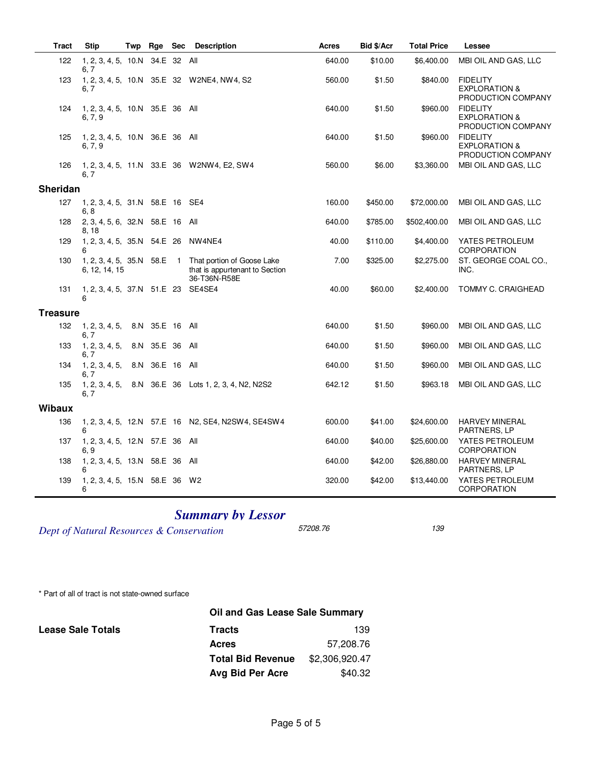| Tract | Stip | Twp | Rge | Sec | Description | Acres | Bid $/Acr | Total Price | Lessee |
|---|---|---|---|---|---|---|---|---|---|
| 122 | 1, 2, 3, 4, 5, 6, 7 | 10.N | 34.E | 32 | All | 640.00 | $10.00 | $6,400.00 | MBI OIL AND GAS, LLC |
| 123 | 1, 2, 3, 4, 5, 6, 7 | 10.N | 35.E | 32 | W2NE4, NW4, S2 | 560.00 | $1.50 | $840.00 | FIDELITY EXPLORATION & PRODUCTION COMPANY |
| 124 | 1, 2, 3, 4, 5, 6, 7, 9 | 10.N | 35.E | 36 | All | 640.00 | $1.50 | $960.00 | FIDELITY EXPLORATION & PRODUCTION COMPANY |
| 125 | 1, 2, 3, 4, 5, 6, 7, 9 | 10.N | 36.E | 36 | All | 640.00 | $1.50 | $960.00 | FIDELITY EXPLORATION & PRODUCTION COMPANY |
| 126 | 1, 2, 3, 4, 5, 6, 7 | 11.N | 33.E | 36 | W2NW4, E2, SW4 | 560.00 | $6.00 | $3,360.00 | MBI OIL AND GAS, LLC |
| **Sheridan** | | | | | | | | | |
| 127 | 1, 2, 3, 4, 5, 6, 8 | 31.N | 58.E | 16 | SE4 | 160.00 | $450.00 | $72,000.00 | MBI OIL AND GAS, LLC |
| 128 | 2, 3, 4, 5, 6, 8, 18 | 32.N | 58.E | 16 | All | 640.00 | $785.00 | $502,400.00 | MBI OIL AND GAS, LLC |
| 129 | 1, 2, 3, 4, 5, 6 | 35.N | 54.E | 26 | NW4NE4 | 40.00 | $110.00 | $4,400.00 | YATES PETROLEUM CORPORATION |
| 130 | 1, 2, 3, 4, 5, 6, 12, 14, 15 | 35.N | 58.E | 1 | That portion of Goose Lake that is appurtenant to Section 36-T36N-R58E | 7.00 | $325.00 | $2,275.00 | ST. GEORGE COAL CO., INC. |
| 131 | 1, 2, 3, 4, 5, 6 | 37.N | 51.E | 23 | SE4SE4 | 40.00 | $60.00 | $2,400.00 | TOMMY C. CRAIGHEAD |
| **Treasure** | | | | | | | | | |
| 132 | 1, 2, 3, 4, 5, 6, 7 | 8.N | 35.E | 16 | All | 640.00 | $1.50 | $960.00 | MBI OIL AND GAS, LLC |
| 133 | 1, 2, 3, 4, 5, 6, 7 | 8.N | 35.E | 36 | All | 640.00 | $1.50 | $960.00 | MBI OIL AND GAS, LLC |
| 134 | 1, 2, 3, 4, 5, 6, 7 | 8.N | 36.E | 16 | All | 640.00 | $1.50 | $960.00 | MBI OIL AND GAS, LLC |
| 135 | 1, 2, 3, 4, 5, 6, 7 | 8.N | 36.E | 36 | Lots 1, 2, 3, 4, N2, N2S2 | 642.12 | $1.50 | $963.18 | MBI OIL AND GAS, LLC |
| **Wibaux** | | | | | | | | | |
| 136 | 1, 2, 3, 4, 5, 6 | 12.N | 57.E | 16 | N2, SE4, N2SW4, SE4SW4 | 600.00 | $41.00 | $24,600.00 | HARVEY MINERAL PARTNERS, LP |
| 137 | 1, 2, 3, 4, 5, 6, 9 | 12.N | 57.E | 36 | All | 640.00 | $40.00 | $25,600.00 | YATES PETROLEUM CORPORATION |
| 138 | 1, 2, 3, 4, 5, 6 | 13.N | 58.E | 36 | All | 640.00 | $42.00 | $26,880.00 | HARVEY MINERAL PARTNERS, LP |
| 139 | 1, 2, 3, 4, 5, 6 | 15.N | 58.E | 36 | W2 | 320.00 | $42.00 | $13,440.00 | YATES PETROLEUM CORPORATION |

## *Summary by Lessor*

| | | |
|---|---|---|
| *Dept of Natural Resources & Conservation* | *57208.76* | *139* |

\* Part of all of tract is not state-owned surface

**Oil and Gas Lease Sale Summary**

**Lease Sale Totals**

| | |
|---|---|
| **Tracts** | 139 |
| **Acres** | 57,208.76 |
| **Total Bid Revenue** | $2,306,920.47 |
| **Avg Bid Per Acre** | $40.32 |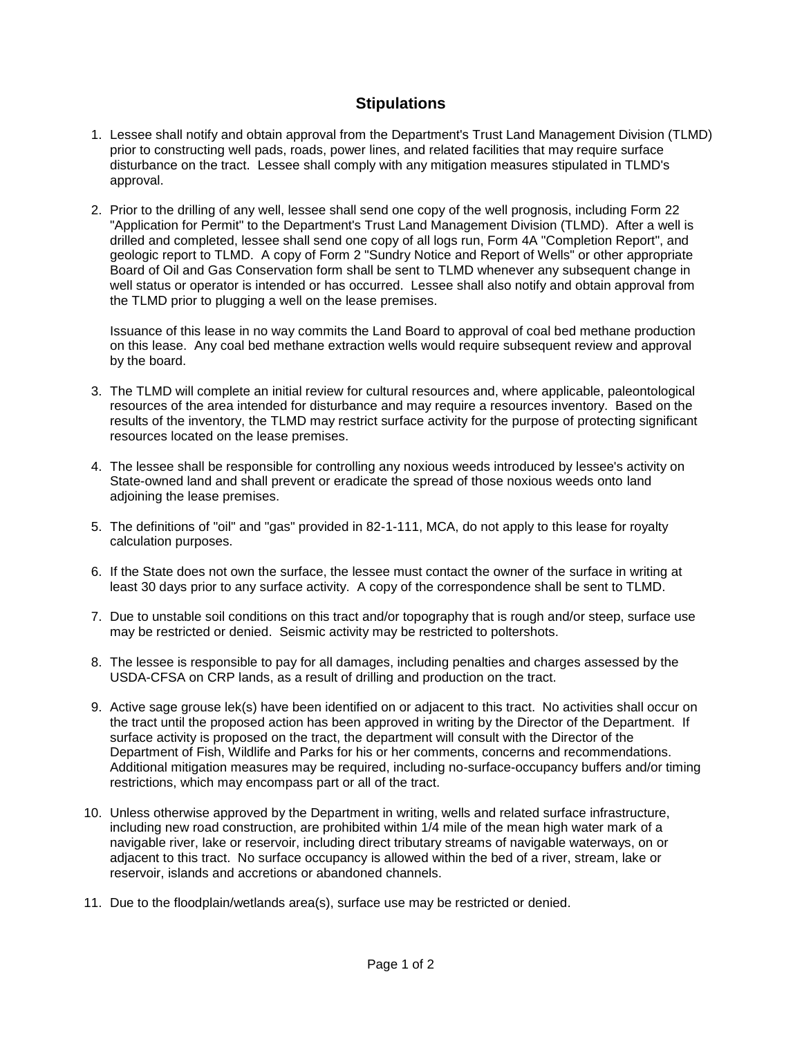## Stipulations

1. Lessee shall notify and obtain approval from the Department's Trust Land Management Division (TLMD) prior to constructing well pads, roads, power lines, and related facilities that may require surface disturbance on the tract. Lessee shall comply with any mitigation measures stipulated in TLMD's approval.

2. Prior to the drilling of any well, lessee shall send one copy of the well prognosis, including Form 22 "Application for Permit" to the Department's Trust Land Management Division (TLMD). After a well is drilled and completed, lessee shall send one copy of all logs run, Form 4A "Completion Report", and geologic report to TLMD. A copy of Form 2 "Sundry Notice and Report of Wells" or other appropriate Board of Oil and Gas Conservation form shall be sent to TLMD whenever any subsequent change in well status or operator is intended or has occurred. Lessee shall also notify and obtain approval from the TLMD prior to plugging a well on the lease premises.

   Issuance of this lease in no way commits the Land Board to approval of coal bed methane production on this lease. Any coal bed methane extraction wells would require subsequent review and approval by the board.

3. The TLMD will complete an initial review for cultural resources and, where applicable, paleontological resources of the area intended for disturbance and may require a resources inventory. Based on the results of the inventory, the TLMD may restrict surface activity for the purpose of protecting significant resources located on the lease premises.

4. The lessee shall be responsible for controlling any noxious weeds introduced by lessee's activity on State-owned land and shall prevent or eradicate the spread of those noxious weeds onto land adjoining the lease premises.

5. The definitions of "oil" and "gas" provided in 82-1-111, MCA, do not apply to this lease for royalty calculation purposes.

6. If the State does not own the surface, the lessee must contact the owner of the surface in writing at least 30 days prior to any surface activity. A copy of the correspondence shall be sent to TLMD.

7. Due to unstable soil conditions on this tract and/or topography that is rough and/or steep, surface use may be restricted or denied. Seismic activity may be restricted to poltershots.

8. The lessee is responsible to pay for all damages, including penalties and charges assessed by the USDA-CFSA on CRP lands, as a result of drilling and production on the tract.

9. Active sage grouse lek(s) have been identified on or adjacent to this tract. No activities shall occur on the tract until the proposed action has been approved in writing by the Director of the Department. If surface activity is proposed on the tract, the department will consult with the Director of the Department of Fish, Wildlife and Parks for his or her comments, concerns and recommendations. Additional mitigation measures may be required, including no-surface-occupancy buffers and/or timing restrictions, which may encompass part or all of the tract.

10. Unless otherwise approved by the Department in writing, wells and related surface infrastructure, including new road construction, are prohibited within 1/4 mile of the mean high water mark of a navigable river, lake or reservoir, including direct tributary streams of navigable waterways, on or adjacent to this tract. No surface occupancy is allowed within the bed of a river, stream, lake or reservoir, islands and accretions or abandoned channels.

11. Due to the floodplain/wetlands area(s), surface use may be restricted or denied.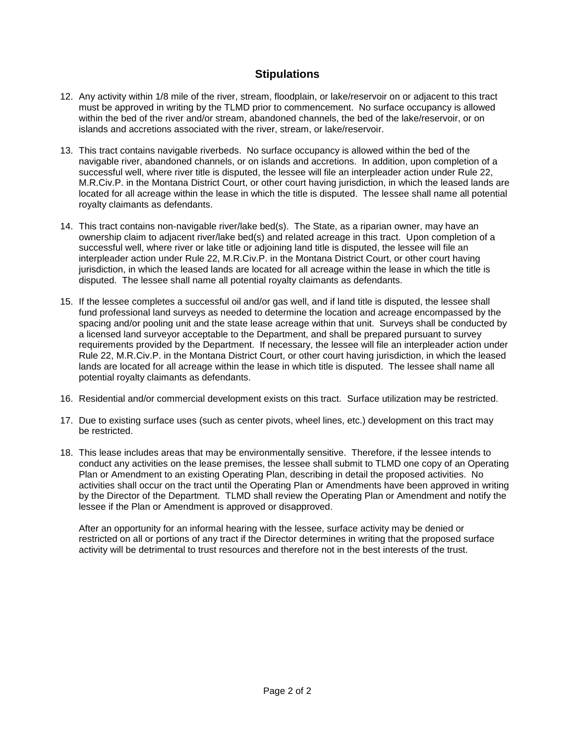## Stipulations

12. Any activity within 1/8 mile of the river, stream, floodplain, or lake/reservoir on or adjacent to this tract must be approved in writing by the TLMD prior to commencement. No surface occupancy is allowed within the bed of the river and/or stream, abandoned channels, the bed of the lake/reservoir, or on islands and accretions associated with the river, stream, or lake/reservoir.

13. This tract contains navigable riverbeds. No surface occupancy is allowed within the bed of the navigable river, abandoned channels, or on islands and accretions. In addition, upon completion of a successful well, where river title is disputed, the lessee will file an interpleader action under Rule 22, M.R.Civ.P. in the Montana District Court, or other court having jurisdiction, in which the leased lands are located for all acreage within the lease in which the title is disputed. The lessee shall name all potential royalty claimants as defendants.

14. This tract contains non-navigable river/lake bed(s). The State, as a riparian owner, may have an ownership claim to adjacent river/lake bed(s) and related acreage in this tract. Upon completion of a successful well, where river or lake title or adjoining land title is disputed, the lessee will file an interpleader action under Rule 22, M.R.Civ.P. in the Montana District Court, or other court having jurisdiction, in which the leased lands are located for all acreage within the lease in which the title is disputed. The lessee shall name all potential royalty claimants as defendants.

15. If the lessee completes a successful oil and/or gas well, and if land title is disputed, the lessee shall fund professional land surveys as needed to determine the location and acreage encompassed by the spacing and/or pooling unit and the state lease acreage within that unit. Surveys shall be conducted by a licensed land surveyor acceptable to the Department, and shall be prepared pursuant to survey requirements provided by the Department. If necessary, the lessee will file an interpleader action under Rule 22, M.R.Civ.P. in the Montana District Court, or other court having jurisdiction, in which the leased lands are located for all acreage within the lease in which title is disputed. The lessee shall name all potential royalty claimants as defendants.

16. Residential and/or commercial development exists on this tract. Surface utilization may be restricted.

17. Due to existing surface uses (such as center pivots, wheel lines, etc.) development on this tract may be restricted.

18. This lease includes areas that may be environmentally sensitive. Therefore, if the lessee intends to conduct any activities on the lease premises, the lessee shall submit to TLMD one copy of an Operating Plan or Amendment to an existing Operating Plan, describing in detail the proposed activities. No activities shall occur on the tract until the Operating Plan or Amendments have been approved in writing by the Director of the Department. TLMD shall review the Operating Plan or Amendment and notify the lessee if the Plan or Amendment is approved or disapproved.

    After an opportunity for an informal hearing with the lessee, surface activity may be denied or restricted on all or portions of any tract if the Director determines in writing that the proposed surface activity will be detrimental to trust resources and therefore not in the best interests of the trust.